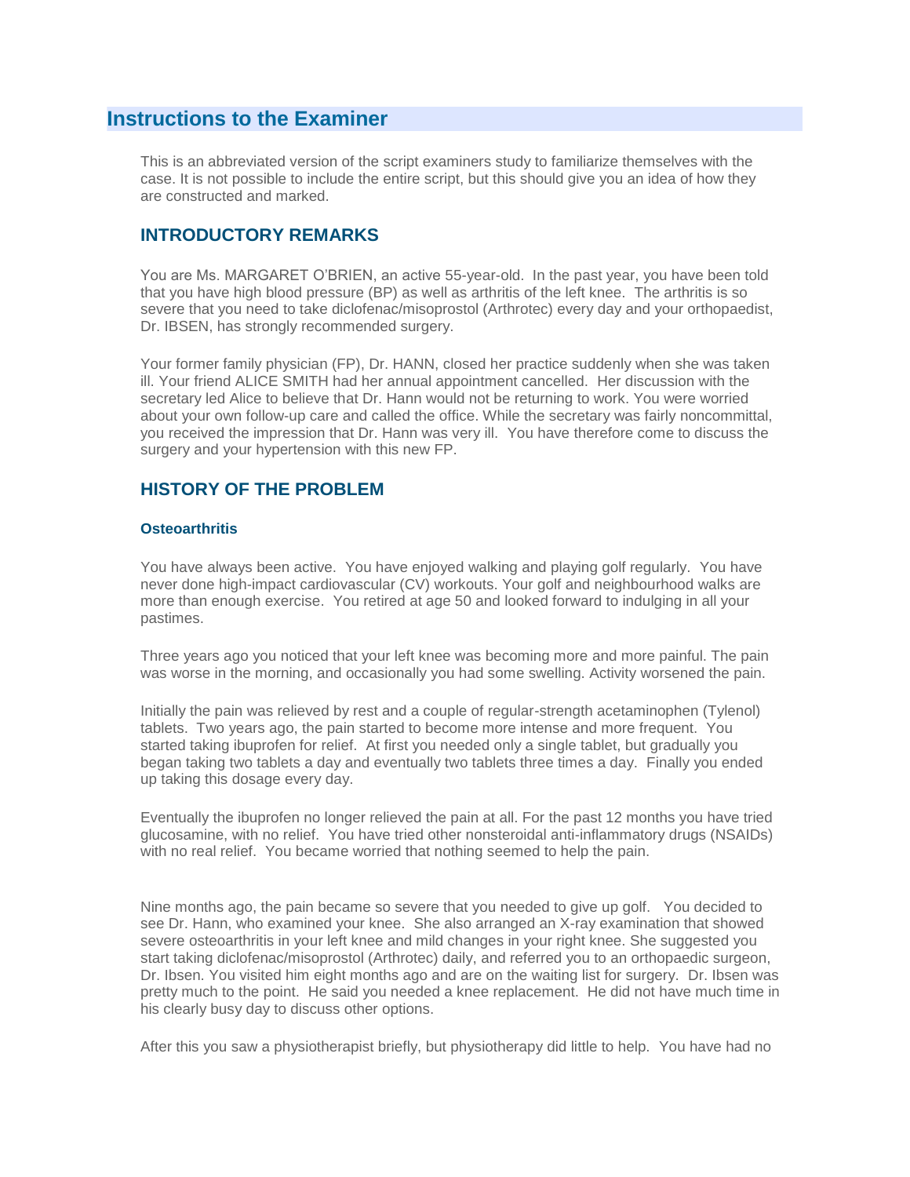## Instructions to the Examiner

This is an abbreviated version of the script examiners study to familiarize themselves with the case. It is not possible to include the entire script, but this should give you an idea of how they are constructed and marked.

### INTRODUCTORY REMARKS

You are Ms. MARGARET O'BRIEN, an active 55-year-old. In the past year, you have been told that you have high blood pressure (BP) as well as arthritis of the left knee. The arthritis is so severe that you need to take diclofenac/misoprostol (Arthrotec) every day and your orthopaedist, Dr. IBSEN, has strongly recommended surgery.

Your former family physician (FP), Dr. HANN, closed her practice suddenly when she was taken ill. Your friend ALICE SMITH had her annual appointment cancelled. Her discussion with the secretary led Alice to believe that Dr. Hann would not be returning to work. You were worried about your own follow-up care and called the office. While the secretary was fairly noncommittal, you received the impression that Dr. Hann was very ill. You have therefore come to discuss the surgery and your hypertension with this new FP.

### HISTORY OF THE PROBLEM

#### Osteoarthritis

You have always been active. You have enjoyed walking and playing golf regularly. You have never done high-impact cardiovascular (CV) workouts. Your golf and neighbourhood walks are more than enough exercise. You retired at age 50 and looked forward to indulging in all your pastimes.

Three years ago you noticed that your left knee was becoming more and more painful. The pain was worse in the morning, and occasionally you had some swelling. Activity worsened the pain.

Initially the pain was relieved by rest and a couple of regular-strength acetaminophen (Tylenol) tablets. Two years ago, the pain started to become more intense and more frequent. You started taking ibuprofen for relief. At first you needed only a single tablet, but gradually you began taking two tablets a day and eventually two tablets three times a day. Finally you ended up taking this dosage every day.

Eventually the ibuprofen no longer relieved the pain at all. For the past 12 months you have tried glucosamine, with no relief. You have tried other nonsteroidal anti-inflammatory drugs (NSAIDs) with no real relief. You became worried that nothing seemed to help the pain.

Nine months ago, the pain became so severe that you needed to give up golf. You decided to see Dr. Hann, who examined your knee. She also arranged an X-ray examination that showed severe osteoarthritis in your left knee and mild changes in your right knee. She suggested you start taking diclofenac/misoprostol (Arthrotec) daily, and referred you to an orthopaedic surgeon, Dr. Ibsen. You visited him eight months ago and are on the waiting list for surgery. Dr. Ibsen was pretty much to the point. He said you needed a knee replacement. He did not have much time in his clearly busy day to discuss other options.

After this you saw a physiotherapist briefly, but physiotherapy did little to help. You have had no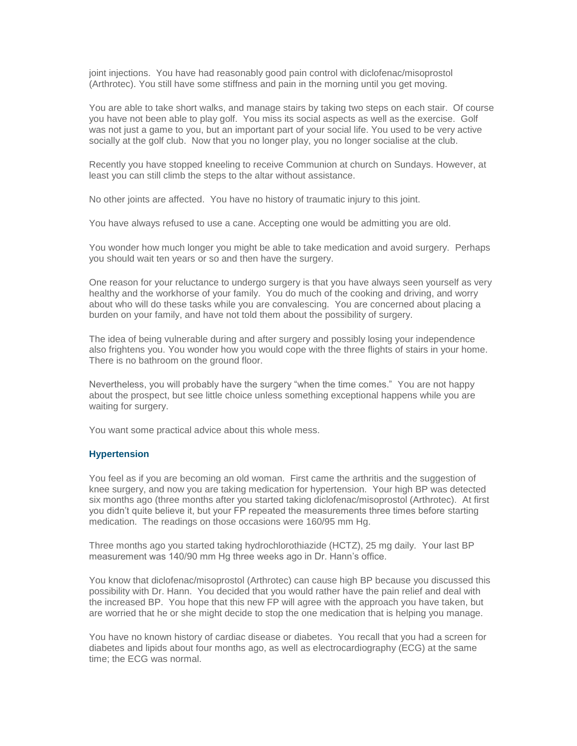joint injections. You have had reasonably good pain control with diclofenac/misoprostol (Arthrotec). You still have some stiffness and pain in the morning until you get moving.

You are able to take short walks, and manage stairs by taking two steps on each stair. Of course you have not been able to play golf. You miss its social aspects as well as the exercise. Golf was not just a game to you, but an important part of your social life. You used to be very active socially at the golf club. Now that you no longer play, you no longer socialise at the club.

Recently you have stopped kneeling to receive Communion at church on Sundays. However, at least you can still climb the steps to the altar without assistance.

No other joints are affected. You have no history of traumatic injury to this joint.

You have always refused to use a cane. Accepting one would be admitting you are old.

You wonder how much longer you might be able to take medication and avoid surgery. Perhaps you should wait ten years or so and then have the surgery.

One reason for your reluctance to undergo surgery is that you have always seen yourself as very healthy and the workhorse of your family. You do much of the cooking and driving, and worry about who will do these tasks while you are convalescing. You are concerned about placing a burden on your family, and have not told them about the possibility of surgery.

The idea of being vulnerable during and after surgery and possibly losing your independence also frightens you. You wonder how you would cope with the three flights of stairs in your home. There is no bathroom on the ground floor.

Nevertheless, you will probably have the surgery "when the time comes." You are not happy about the prospect, but see little choice unless something exceptional happens while you are waiting for surgery.

You want some practical advice about this whole mess.

### Hypertension

You feel as if you are becoming an old woman. First came the arthritis and the suggestion of knee surgery, and now you are taking medication for hypertension. Your high BP was detected six months ago (three months after you started taking diclofenac/misoprostol (Arthrotec). At first you didn't quite believe it, but your FP repeated the measurements three times before starting medication. The readings on those occasions were 160/95 mm Hg.

Three months ago you started taking hydrochlorothiazide (HCTZ), 25 mg daily. Your last BP measurement was 140/90 mm Hg three weeks ago in Dr. Hann's office.

You know that diclofenac/misoprostol (Arthrotec) can cause high BP because you discussed this possibility with Dr. Hann. You decided that you would rather have the pain relief and deal with the increased BP. You hope that this new FP will agree with the approach you have taken, but are worried that he or she might decide to stop the one medication that is helping you manage.

You have no known history of cardiac disease or diabetes. You recall that you had a screen for diabetes and lipids about four months ago, as well as electrocardiography (ECG) at the same time; the ECG was normal.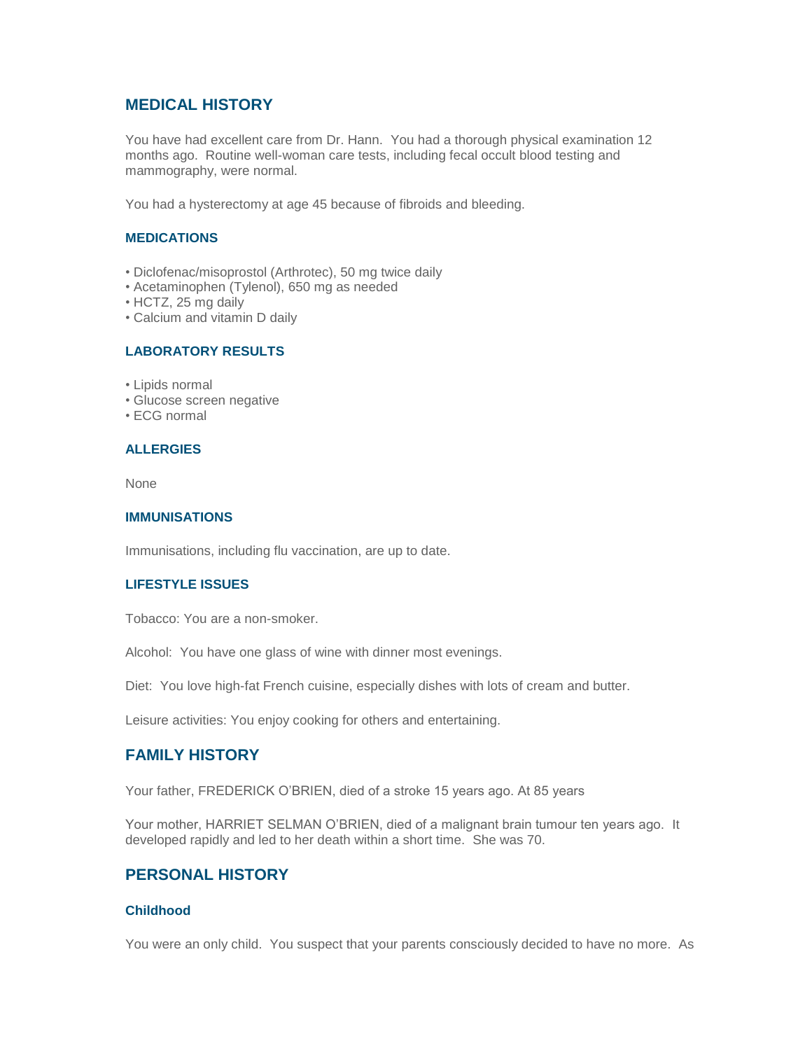## MEDICAL HISTORY

You have had excellent care from Dr. Hann. You had a thorough physical examination 12 months ago. Routine well-woman care tests, including fecal occult blood testing and mammography, were normal.

You had a hysterectomy at age 45 because of fibroids and bleeding.

### MEDICATIONS

- Diclofenac/misoprostol (Arthrotec), 50 mg twice daily
- Acetaminophen (Tylenol), 650 mg as needed
- HCTZ, 25 mg daily
- Calcium and vitamin D daily

### LABORATORY RESULTS

- Lipids normal
- Glucose screen negative
- ECG normal

### ALLERGIES

None

### IMMUNISATIONS

Immunisations, including flu vaccination, are up to date.

### LIFESTYLE ISSUES

Tobacco: You are a non-smoker.

Alcohol: You have one glass of wine with dinner most evenings.

Diet: You love high-fat French cuisine, especially dishes with lots of cream and butter.

Leisure activities: You enjoy cooking for others and entertaining.

## FAMILY HISTORY

Your father, FREDERICK O'BRIEN, died of a stroke 15 years ago. At 85 years

Your mother, HARRIET SELMAN O'BRIEN, died of a malignant brain tumour ten years ago. It developed rapidly and led to her death within a short time. She was 70.

## PERSONAL HISTORY

### Childhood

You were an only child. You suspect that your parents consciously decided to have no more. As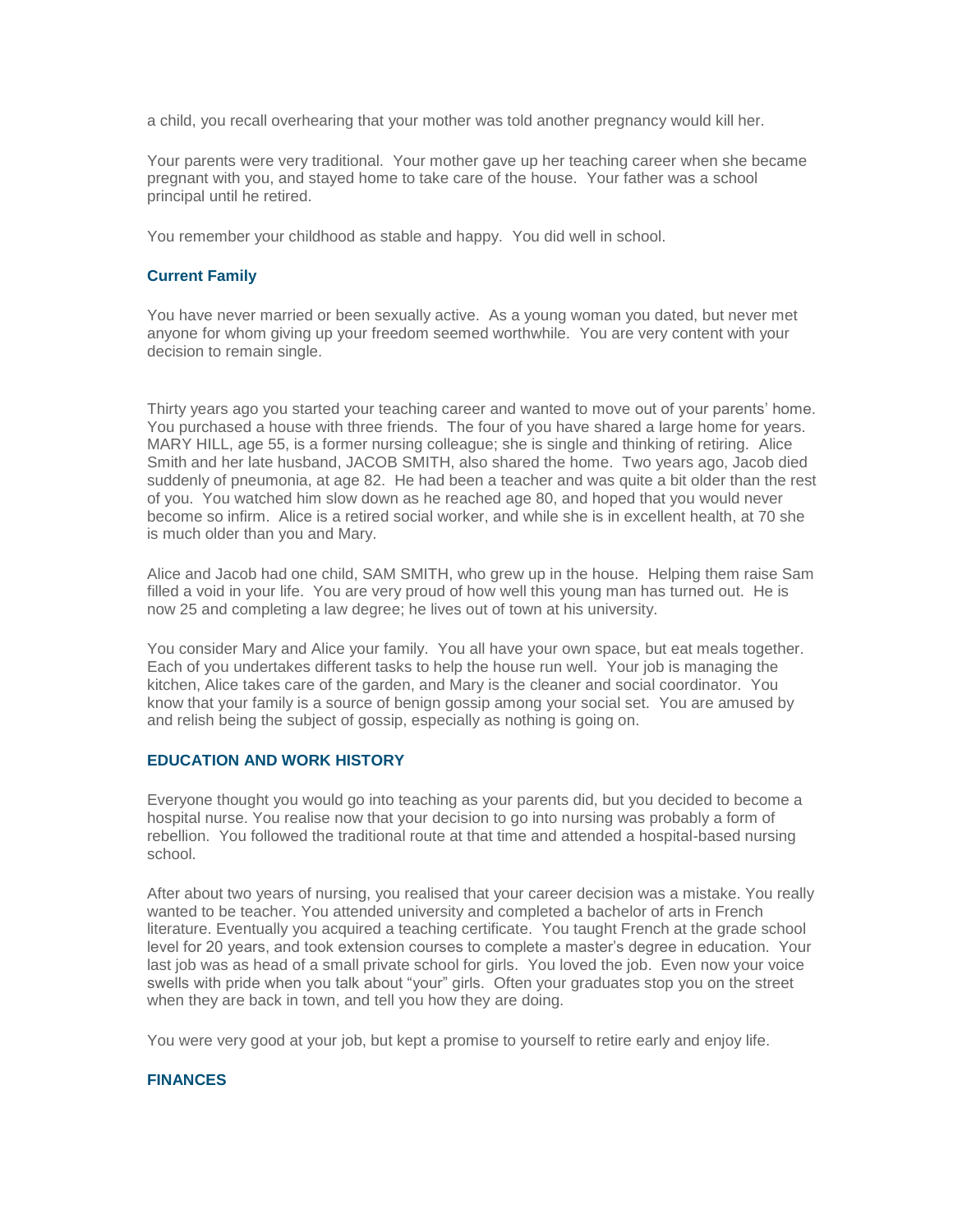a child, you recall overhearing that your mother was told another pregnancy would kill her.

Your parents were very traditional. Your mother gave up her teaching career when she became pregnant with you, and stayed home to take care of the house. Your father was a school principal until he retired.

You remember your childhood as stable and happy. You did well in school.

### Current Family

You have never married or been sexually active. As a young woman you dated, but never met anyone for whom giving up your freedom seemed worthwhile. You are very content with your decision to remain single.

Thirty years ago you started your teaching career and wanted to move out of your parents' home. You purchased a house with three friends. The four of you have shared a large home for years. MARY HILL, age 55, is a former nursing colleague; she is single and thinking of retiring. Alice Smith and her late husband, JACOB SMITH, also shared the home. Two years ago, Jacob died suddenly of pneumonia, at age 82. He had been a teacher and was quite a bit older than the rest of you. You watched him slow down as he reached age 80, and hoped that you would never become so infirm. Alice is a retired social worker, and while she is in excellent health, at 70 she is much older than you and Mary.

Alice and Jacob had one child, SAM SMITH, who grew up in the house. Helping them raise Sam filled a void in your life. You are very proud of how well this young man has turned out. He is now 25 and completing a law degree; he lives out of town at his university.

You consider Mary and Alice your family. You all have your own space, but eat meals together. Each of you undertakes different tasks to help the house run well. Your job is managing the kitchen, Alice takes care of the garden, and Mary is the cleaner and social coordinator. You know that your family is a source of benign gossip among your social set. You are amused by and relish being the subject of gossip, especially as nothing is going on.

## EDUCATION AND WORK HISTORY

Everyone thought you would go into teaching as your parents did, but you decided to become a hospital nurse. You realise now that your decision to go into nursing was probably a form of rebellion. You followed the traditional route at that time and attended a hospital-based nursing school.

After about two years of nursing, you realised that your career decision was a mistake. You really wanted to be teacher. You attended university and completed a bachelor of arts in French literature. Eventually you acquired a teaching certificate. You taught French at the grade school level for 20 years, and took extension courses to complete a master's degree in education. Your last job was as head of a small private school for girls. You loved the job. Even now your voice swells with pride when you talk about "your" girls. Often your graduates stop you on the street when they are back in town, and tell you how they are doing.

You were very good at your job, but kept a promise to yourself to retire early and enjoy life.

## FINANCES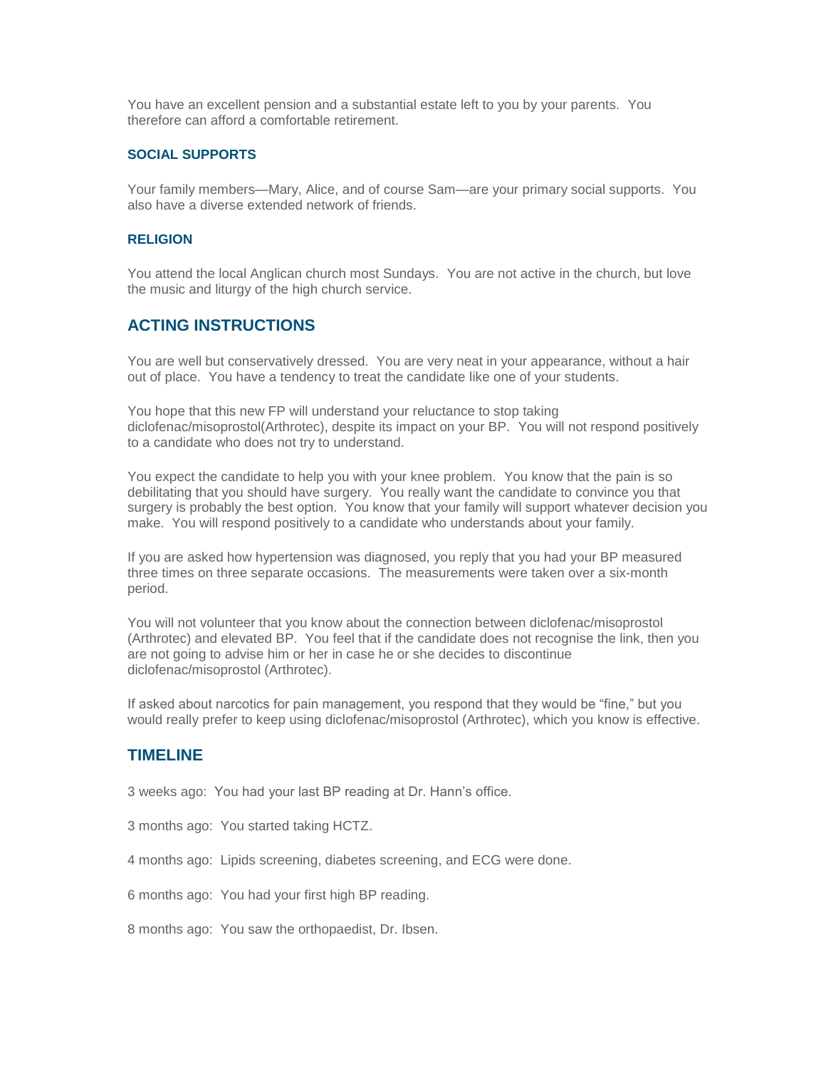You have an excellent pension and a substantial estate left to you by your parents. You therefore can afford a comfortable retirement.

### SOCIAL SUPPORTS

Your family members—Mary, Alice, and of course Sam—are your primary social supports. You also have a diverse extended network of friends.

### RELIGION

You attend the local Anglican church most Sundays. You are not active in the church, but love the music and liturgy of the high church service.

## ACTING INSTRUCTIONS

You are well but conservatively dressed. You are very neat in your appearance, without a hair out of place. You have a tendency to treat the candidate like one of your students.

You hope that this new FP will understand your reluctance to stop taking diclofenac/misoprostol(Arthrotec), despite its impact on your BP. You will not respond positively to a candidate who does not try to understand.

You expect the candidate to help you with your knee problem. You know that the pain is so debilitating that you should have surgery. You really want the candidate to convince you that surgery is probably the best option. You know that your family will support whatever decision you make. You will respond positively to a candidate who understands about your family.

If you are asked how hypertension was diagnosed, you reply that you had your BP measured three times on three separate occasions. The measurements were taken over a six-month period.

You will not volunteer that you know about the connection between diclofenac/misoprostol (Arthrotec) and elevated BP. You feel that if the candidate does not recognise the link, then you are not going to advise him or her in case he or she decides to discontinue diclofenac/misoprostol (Arthrotec).

If asked about narcotics for pain management, you respond that they would be "fine," but you would really prefer to keep using diclofenac/misoprostol (Arthrotec), which you know is effective.

## TIMELINE

3 weeks ago: You had your last BP reading at Dr. Hann's office.

3 months ago: You started taking HCTZ.

4 months ago: Lipids screening, diabetes screening, and ECG were done.

6 months ago: You had your first high BP reading.

8 months ago: You saw the orthopaedist, Dr. Ibsen.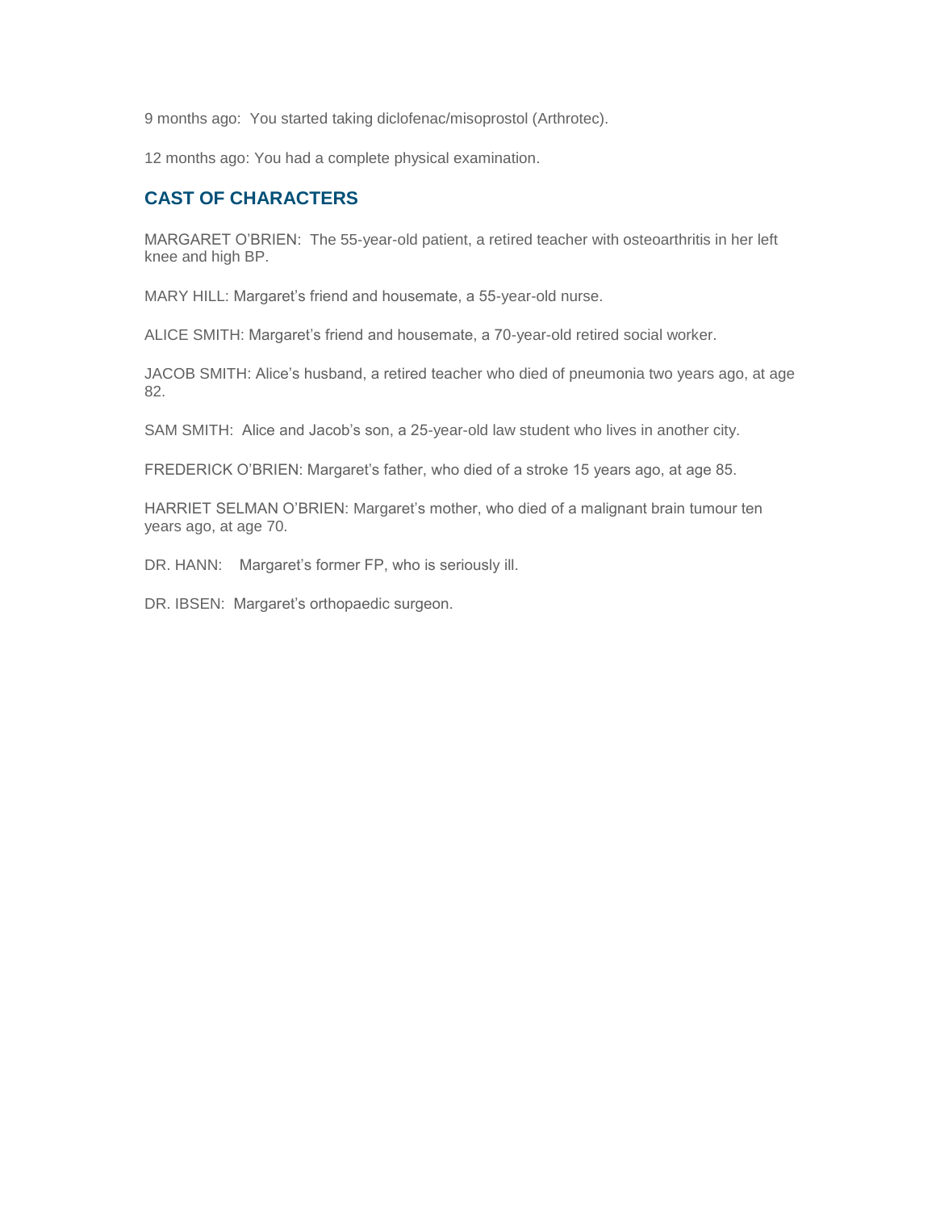9 months ago: You started taking diclofenac/misoprostol (Arthrotec).

12 months ago: You had a complete physical examination.

## CAST OF CHARACTERS

MARGARET O'BRIEN: The 55-year-old patient, a retired teacher with osteoarthritis in her left knee and high BP.

MARY HILL: Margaret's friend and housemate, a 55-year-old nurse.

ALICE SMITH: Margaret's friend and housemate, a 70-year-old retired social worker.

JACOB SMITH: Alice's husband, a retired teacher who died of pneumonia two years ago, at age 82.

SAM SMITH: Alice and Jacob's son, a 25-year-old law student who lives in another city.

FREDERICK O'BRIEN: Margaret's father, who died of a stroke 15 years ago, at age 85.

HARRIET SELMAN O'BRIEN: Margaret's mother, who died of a malignant brain tumour ten years ago, at age 70.

DR. HANN: Margaret's former FP, who is seriously ill.

DR. IBSEN: Margaret's orthopaedic surgeon.